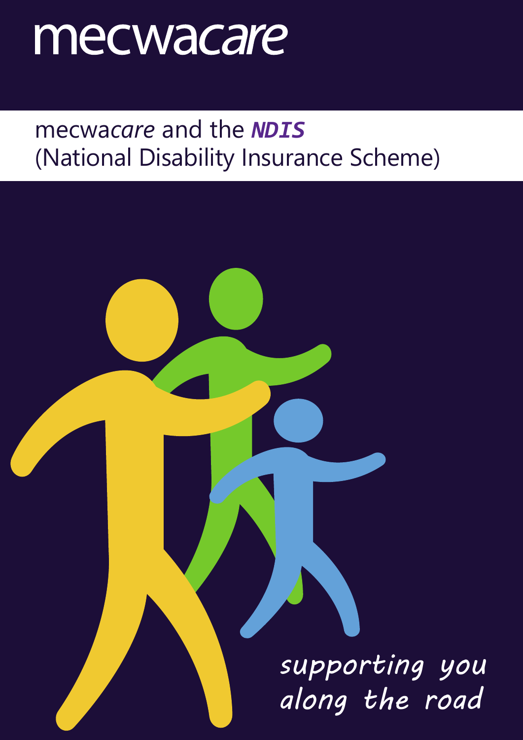# mecwa*care*

## mecwa*care* and the ***NDIS***
## (National Disability Insurance Scheme)

*supporting you along the road*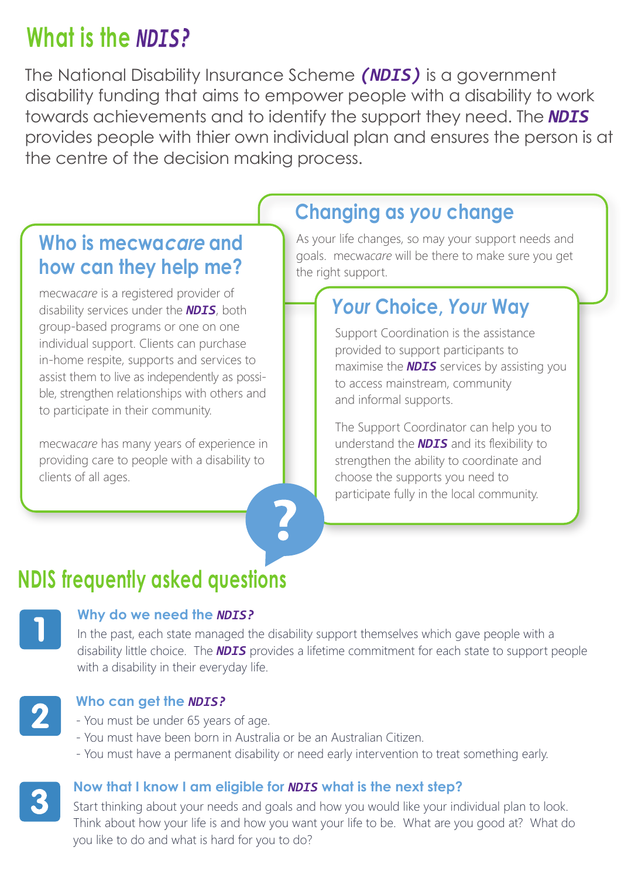# What is the *NDIS*?

The National Disability Insurance Scheme ***(NDIS)*** is a government disability funding that aims to empower people with a disability to work towards achievements and to identify the support they need. The ***NDIS*** provides people with thier own individual plan and ensures the person is at the centre of the decision making process.

## Who is mecwa*care* and how can they help me?

mecwa*care* is a registered provider of disability services under the ***NDIS***, both group-based programs or one on one individual support. Clients can purchase in-home respite, supports and services to assist them to live as independently as possible, strengthen relationships with others and to participate in their community.

mecwa*care* has many years of experience in providing care to people with a disability to clients of all ages.

## Changing as *you* change

As your life changes, so may your support needs and goals. mecwa*care* will be there to make sure you get the right support.

## *Your* Choice, *Your* Way

Support Coordination is the assistance provided to support participants to maximise the ***NDIS*** services by assisting you to access mainstream, community and informal supports.

The Support Coordinator can help you to understand the ***NDIS*** and its flexibility to strengthen the ability to coordinate and choose the supports you need to participate fully in the local community.

## NDIS frequently asked questions

### 1 Why do we need the *NDIS*?

In the past, each state managed the disability support themselves which gave people with a disability little choice. The ***NDIS*** provides a lifetime commitment for each state to support people with a disability in their everyday life.

### 2 Who can get the *NDIS*?

- You must be under 65 years of age.
- You must have been born in Australia or be an Australian Citizen.
- You must have a permanent disability or need early intervention to treat something early.

### 3 Now that I know I am eligible for *NDIS* what is the next step?

Start thinking about your needs and goals and how you would like your individual plan to look. Think about how your life is and how you want your life to be. What are you good at? What do you like to do and what is hard for you to do?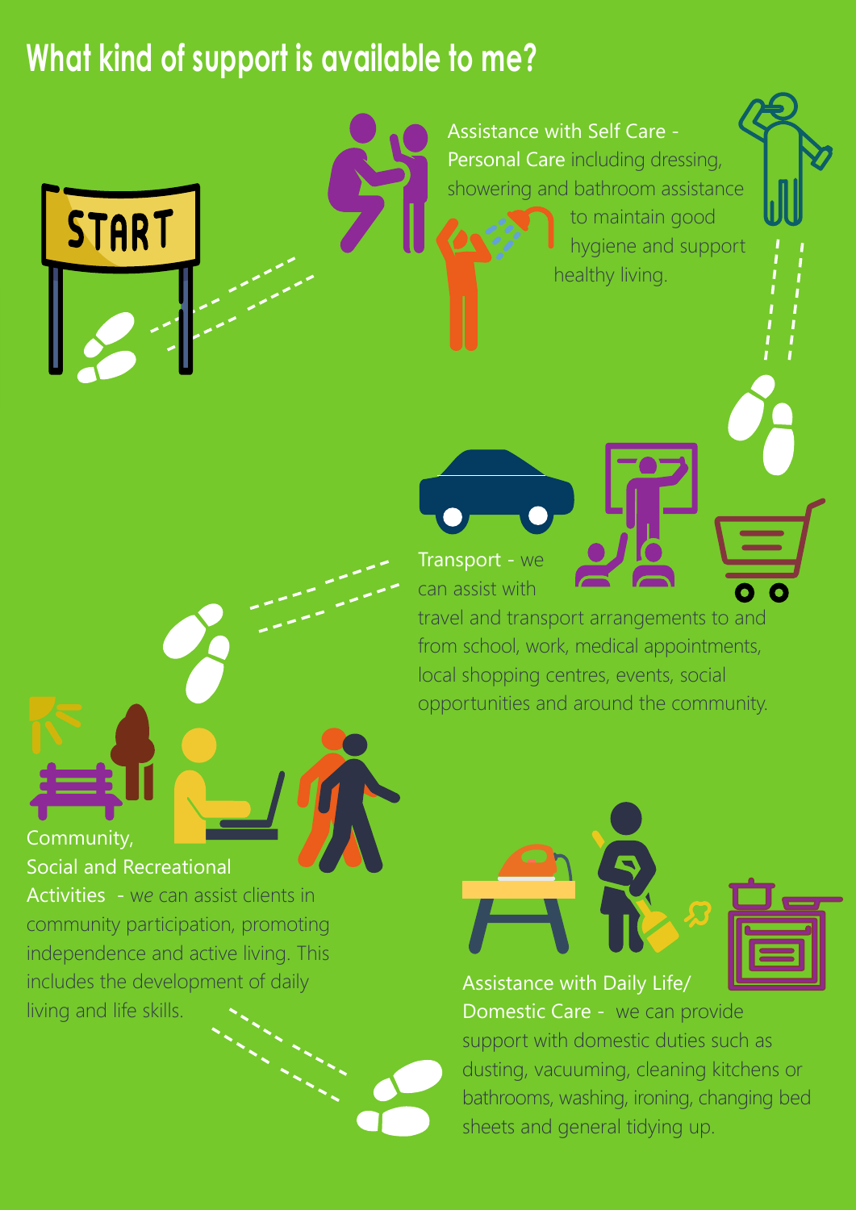# What kind of support is available to me?

START

**Assistance with Self Care - Personal Care** including dressing, showering and bathroom assistance to maintain good hygiene and support healthy living.

**Transport** - we can assist with travel and transport arrangements to and from school, work, medical appointments, local shopping centres, events, social opportunities and around the community.

**Community, Social and Recreational Activities** - we can assist clients in community participation, promoting independence and active living. This includes the development of daily living and life skills.

**Assistance with Daily Life/ Domestic Care** - we can provide support with domestic duties such as dusting, vacuuming, cleaning kitchens or bathrooms, washing, ironing, changing bed sheets and general tidying up.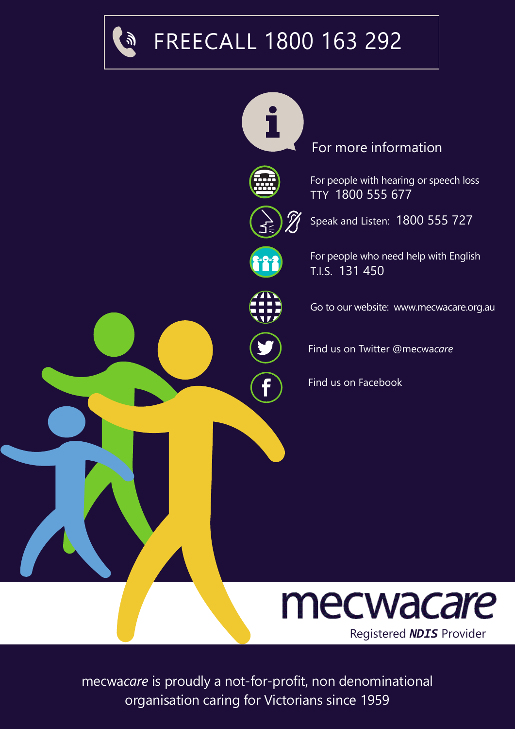FREECALL 1800 163 292

## For more information

For people with hearing or speech loss
TTY 1800 555 677

Speak and Listen: 1800 555 727

For people who need help with English
T.I.S. 131 450

Go to our website: www.mecwacare.org.au

Find us on Twitter @mecwa*care*

Find us on Facebook

mecwacare

Registered ***NDIS*** Provider

mecwa*care* is proudly a not-for-profit, non denominational organisation caring for Victorians since 1959